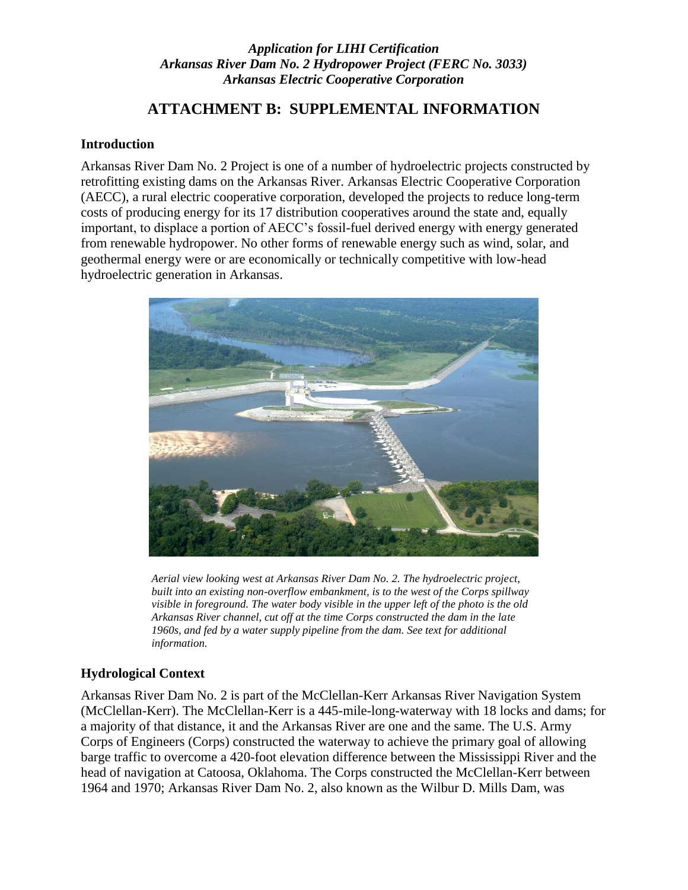*Application for LIHI Certification*
*Arkansas River Dam No. 2 Hydropower Project (FERC No. 3033)*
*Arkansas Electric Cooperative Corporation*

# ATTACHMENT B: SUPPLEMENTAL INFORMATION

## Introduction

Arkansas River Dam No. 2 Project is one of a number of hydroelectric projects constructed by retrofitting existing dams on the Arkansas River. Arkansas Electric Cooperative Corporation (AECC), a rural electric cooperative corporation, developed the projects to reduce long-term costs of producing energy for its 17 distribution cooperatives around the state and, equally important, to displace a portion of AECC's fossil-fuel derived energy with energy generated from renewable hydropower. No other forms of renewable energy such as wind, solar, and geothermal energy were or are economically or technically competitive with low-head hydroelectric generation in Arkansas.

*Aerial view looking west at Arkansas River Dam No. 2. The hydroelectric project, built into an existing non-overflow embankment, is to the west of the Corps spillway visible in foreground. The water body visible in the upper left of the photo is the old Arkansas River channel, cut off at the time Corps constructed the dam in the late 1960s, and fed by a water supply pipeline from the dam. See text for additional information.*

## Hydrological Context

Arkansas River Dam No. 2 is part of the McClellan-Kerr Arkansas River Navigation System (McClellan-Kerr). The McClellan-Kerr is a 445-mile-long-waterway with 18 locks and dams; for a majority of that distance, it and the Arkansas River are one and the same. The U.S. Army Corps of Engineers (Corps) constructed the waterway to achieve the primary goal of allowing barge traffic to overcome a 420-foot elevation difference between the Mississippi River and the head of navigation at Catoosa, Oklahoma. The Corps constructed the McClellan-Kerr between 1964 and 1970; Arkansas River Dam No. 2, also known as the Wilbur D. Mills Dam, was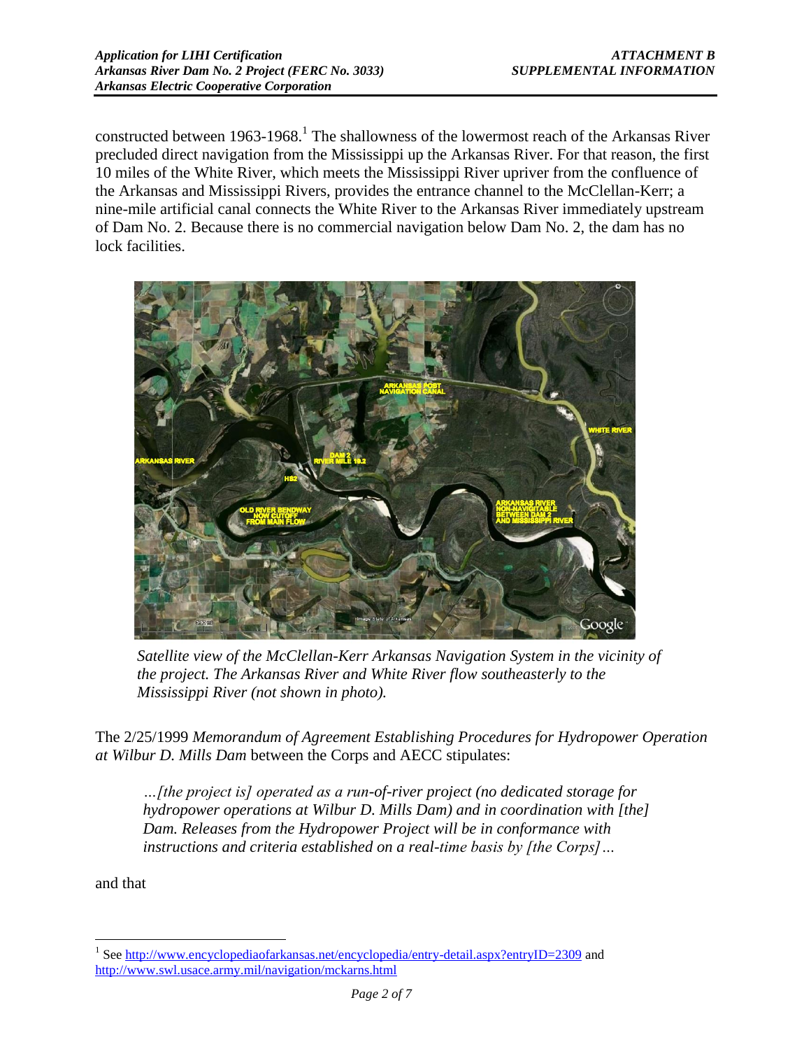constructed between 1963-1968.[1] The shallowness of the lowermost reach of the Arkansas River precluded direct navigation from the Mississippi up the Arkansas River. For that reason, the first 10 miles of the White River, which meets the Mississippi River upriver from the confluence of the Arkansas and Mississippi Rivers, provides the entrance channel to the McClellan-Kerr; a nine-mile artificial canal connects the White River to the Arkansas River immediately upstream of Dam No. 2. Because there is no commercial navigation below Dam No. 2, the dam has no lock facilities.

*Satellite view of the McClellan-Kerr Arkansas Navigation System in the vicinity of the project. The Arkansas River and White River flow southeasterly to the Mississippi River (not shown in photo).*

The 2/25/1999 *Memorandum of Agreement Establishing Procedures for Hydropower Operation at Wilbur D. Mills Dam* between the Corps and AECC stipulates:

> *…[the project is] operated as a run-of-river project (no dedicated storage for hydropower operations at Wilbur D. Mills Dam) and in coordination with [the] Dam. Releases from the Hydropower Project will be in conformance with instructions and criteria established on a real-time basis by [the Corps]…*

and that

---

[1] See http://www.encyclopediaofarkansas.net/encyclopedia/entry-detail.aspx?entryID=2309 and http://www.swl.usace.army.mil/navigation/mckarns.html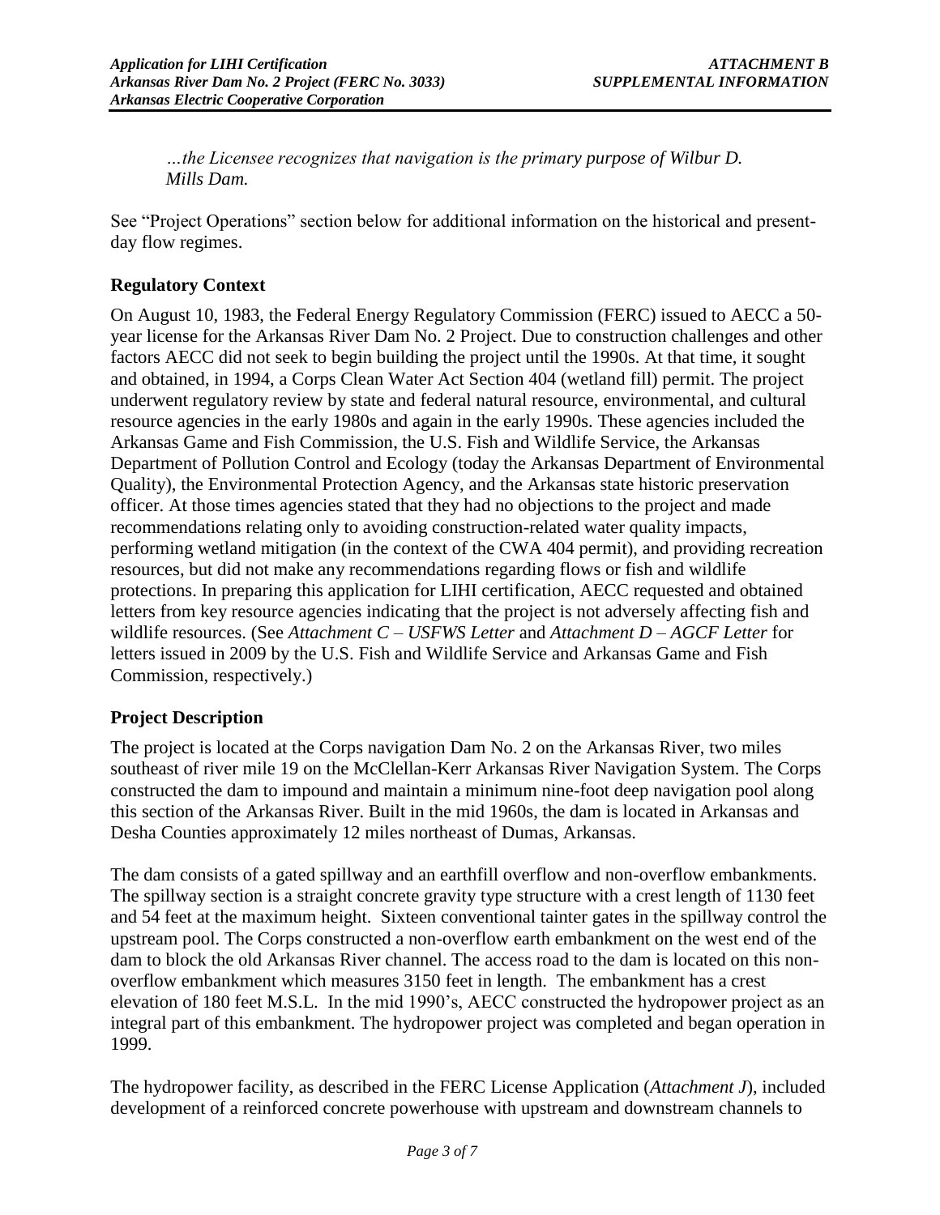*…the Licensee recognizes that navigation is the primary purpose of Wilbur D. Mills Dam.*

See "Project Operations" section below for additional information on the historical and present-day flow regimes.

## Regulatory Context

On August 10, 1983, the Federal Energy Regulatory Commission (FERC) issued to AECC a 50-year license for the Arkansas River Dam No. 2 Project. Due to construction challenges and other factors AECC did not seek to begin building the project until the 1990s. At that time, it sought and obtained, in 1994, a Corps Clean Water Act Section 404 (wetland fill) permit. The project underwent regulatory review by state and federal natural resource, environmental, and cultural resource agencies in the early 1980s and again in the early 1990s. These agencies included the Arkansas Game and Fish Commission, the U.S. Fish and Wildlife Service, the Arkansas Department of Pollution Control and Ecology (today the Arkansas Department of Environmental Quality), the Environmental Protection Agency, and the Arkansas state historic preservation officer. At those times agencies stated that they had no objections to the project and made recommendations relating only to avoiding construction-related water quality impacts, performing wetland mitigation (in the context of the CWA 404 permit), and providing recreation resources, but did not make any recommendations regarding flows or fish and wildlife protections. In preparing this application for LIHI certification, AECC requested and obtained letters from key resource agencies indicating that the project is not adversely affecting fish and wildlife resources. (See *Attachment C – USFWS Letter* and *Attachment D – AGCF Letter* for letters issued in 2009 by the U.S. Fish and Wildlife Service and Arkansas Game and Fish Commission, respectively.)

## Project Description

The project is located at the Corps navigation Dam No. 2 on the Arkansas River, two miles southeast of river mile 19 on the McClellan-Kerr Arkansas River Navigation System. The Corps constructed the dam to impound and maintain a minimum nine-foot deep navigation pool along this section of the Arkansas River. Built in the mid 1960s, the dam is located in Arkansas and Desha Counties approximately 12 miles northeast of Dumas, Arkansas.

The dam consists of a gated spillway and an earthfill overflow and non-overflow embankments. The spillway section is a straight concrete gravity type structure with a crest length of 1130 feet and 54 feet at the maximum height. Sixteen conventional tainter gates in the spillway control the upstream pool. The Corps constructed a non-overflow earth embankment on the west end of the dam to block the old Arkansas River channel. The access road to the dam is located on this non-overflow embankment which measures 3150 feet in length. The embankment has a crest elevation of 180 feet M.S.L. In the mid 1990's, AECC constructed the hydropower project as an integral part of this embankment. The hydropower project was completed and began operation in 1999.

The hydropower facility, as described in the FERC License Application (*Attachment J*), included development of a reinforced concrete powerhouse with upstream and downstream channels to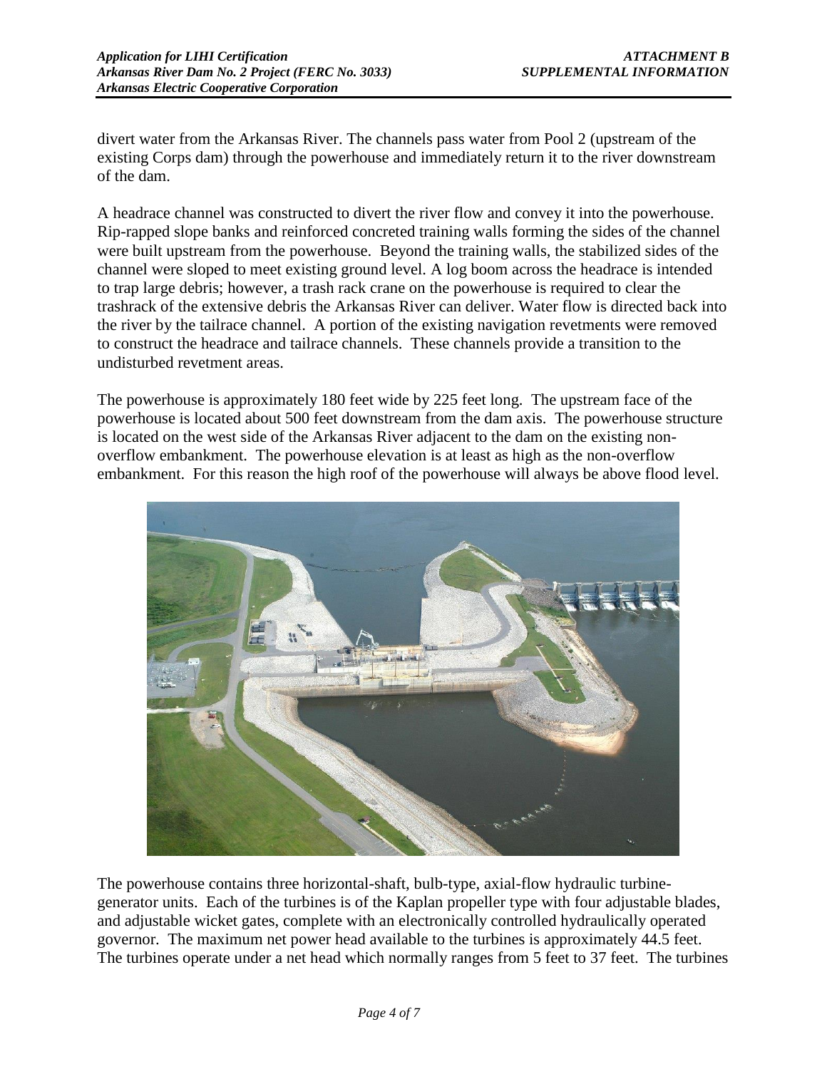divert water from the Arkansas River. The channels pass water from Pool 2 (upstream of the existing Corps dam) through the powerhouse and immediately return it to the river downstream of the dam.

A headrace channel was constructed to divert the river flow and convey it into the powerhouse. Rip-rapped slope banks and reinforced concreted training walls forming the sides of the channel were built upstream from the powerhouse. Beyond the training walls, the stabilized sides of the channel were sloped to meet existing ground level. A log boom across the headrace is intended to trap large debris; however, a trash rack crane on the powerhouse is required to clear the trashrack of the extensive debris the Arkansas River can deliver. Water flow is directed back into the river by the tailrace channel. A portion of the existing navigation revetments were removed to construct the headrace and tailrace channels. These channels provide a transition to the undisturbed revetment areas.

The powerhouse is approximately 180 feet wide by 225 feet long. The upstream face of the powerhouse is located about 500 feet downstream from the dam axis. The powerhouse structure is located on the west side of the Arkansas River adjacent to the dam on the existing non-overflow embankment. The powerhouse elevation is at least as high as the non-overflow embankment. For this reason the high roof of the powerhouse will always be above flood level.

The powerhouse contains three horizontal-shaft, bulb-type, axial-flow hydraulic turbine-generator units. Each of the turbines is of the Kaplan propeller type with four adjustable blades, and adjustable wicket gates, complete with an electronically controlled hydraulically operated governor. The maximum net power head available to the turbines is approximately 44.5 feet. The turbines operate under a net head which normally ranges from 5 feet to 37 feet. The turbines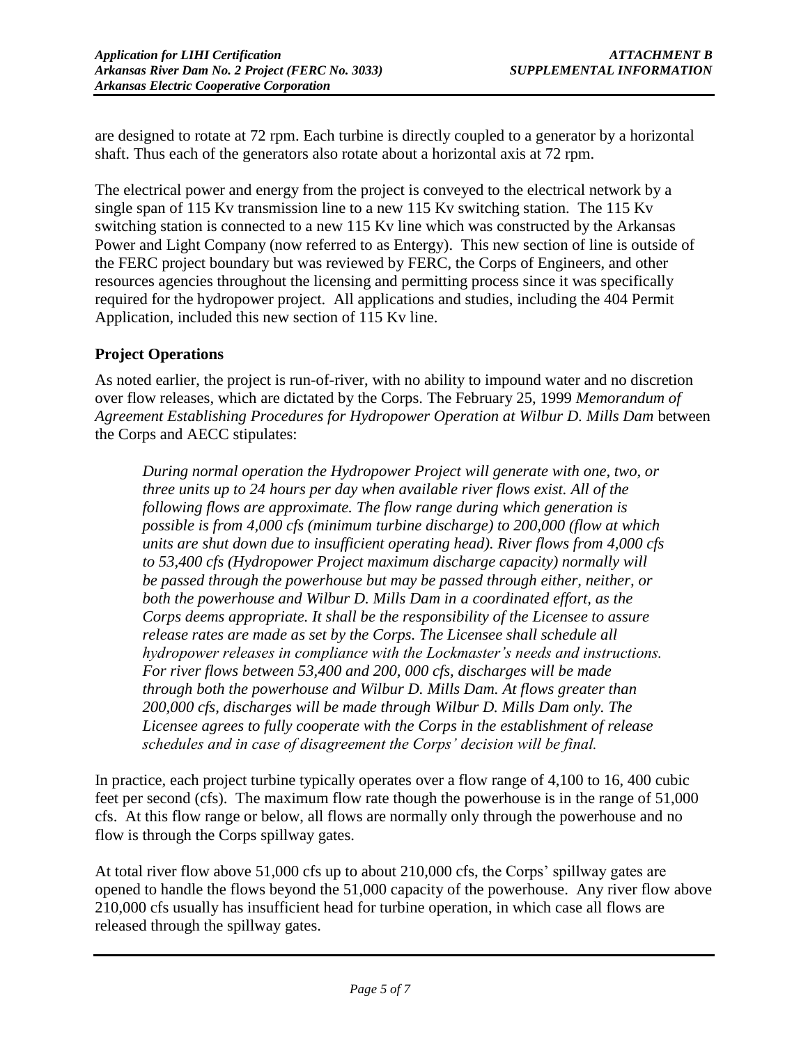are designed to rotate at 72 rpm. Each turbine is directly coupled to a generator by a horizontal shaft. Thus each of the generators also rotate about a horizontal axis at 72 rpm.

The electrical power and energy from the project is conveyed to the electrical network by a single span of 115 Kv transmission line to a new 115 Kv switching station. The 115 Kv switching station is connected to a new 115 Kv line which was constructed by the Arkansas Power and Light Company (now referred to as Entergy). This new section of line is outside of the FERC project boundary but was reviewed by FERC, the Corps of Engineers, and other resources agencies throughout the licensing and permitting process since it was specifically required for the hydropower project. All applications and studies, including the 404 Permit Application, included this new section of 115 Kv line.

## Project Operations

As noted earlier, the project is run-of-river, with no ability to impound water and no discretion over flow releases, which are dictated by the Corps. The February 25, 1999 *Memorandum of Agreement Establishing Procedures for Hydropower Operation at Wilbur D. Mills Dam* between the Corps and AECC stipulates:

> *During normal operation the Hydropower Project will generate with one, two, or three units up to 24 hours per day when available river flows exist. All of the following flows are approximate. The flow range during which generation is possible is from 4,000 cfs (minimum turbine discharge) to 200,000 (flow at which units are shut down due to insufficient operating head). River flows from 4,000 cfs to 53,400 cfs (Hydropower Project maximum discharge capacity) normally will be passed through the powerhouse but may be passed through either, neither, or both the powerhouse and Wilbur D. Mills Dam in a coordinated effort, as the Corps deems appropriate. It shall be the responsibility of the Licensee to assure release rates are made as set by the Corps. The Licensee shall schedule all hydropower releases in compliance with the Lockmaster's needs and instructions. For river flows between 53,400 and 200, 000 cfs, discharges will be made through both the powerhouse and Wilbur D. Mills Dam. At flows greater than 200,000 cfs, discharges will be made through Wilbur D. Mills Dam only. The Licensee agrees to fully cooperate with the Corps in the establishment of release schedules and in case of disagreement the Corps' decision will be final.*

In practice, each project turbine typically operates over a flow range of 4,100 to 16, 400 cubic feet per second (cfs). The maximum flow rate though the powerhouse is in the range of 51,000 cfs. At this flow range or below, all flows are normally only through the powerhouse and no flow is through the Corps spillway gates.

At total river flow above 51,000 cfs up to about 210,000 cfs, the Corps' spillway gates are opened to handle the flows beyond the 51,000 capacity of the powerhouse. Any river flow above 210,000 cfs usually has insufficient head for turbine operation, in which case all flows are released through the spillway gates.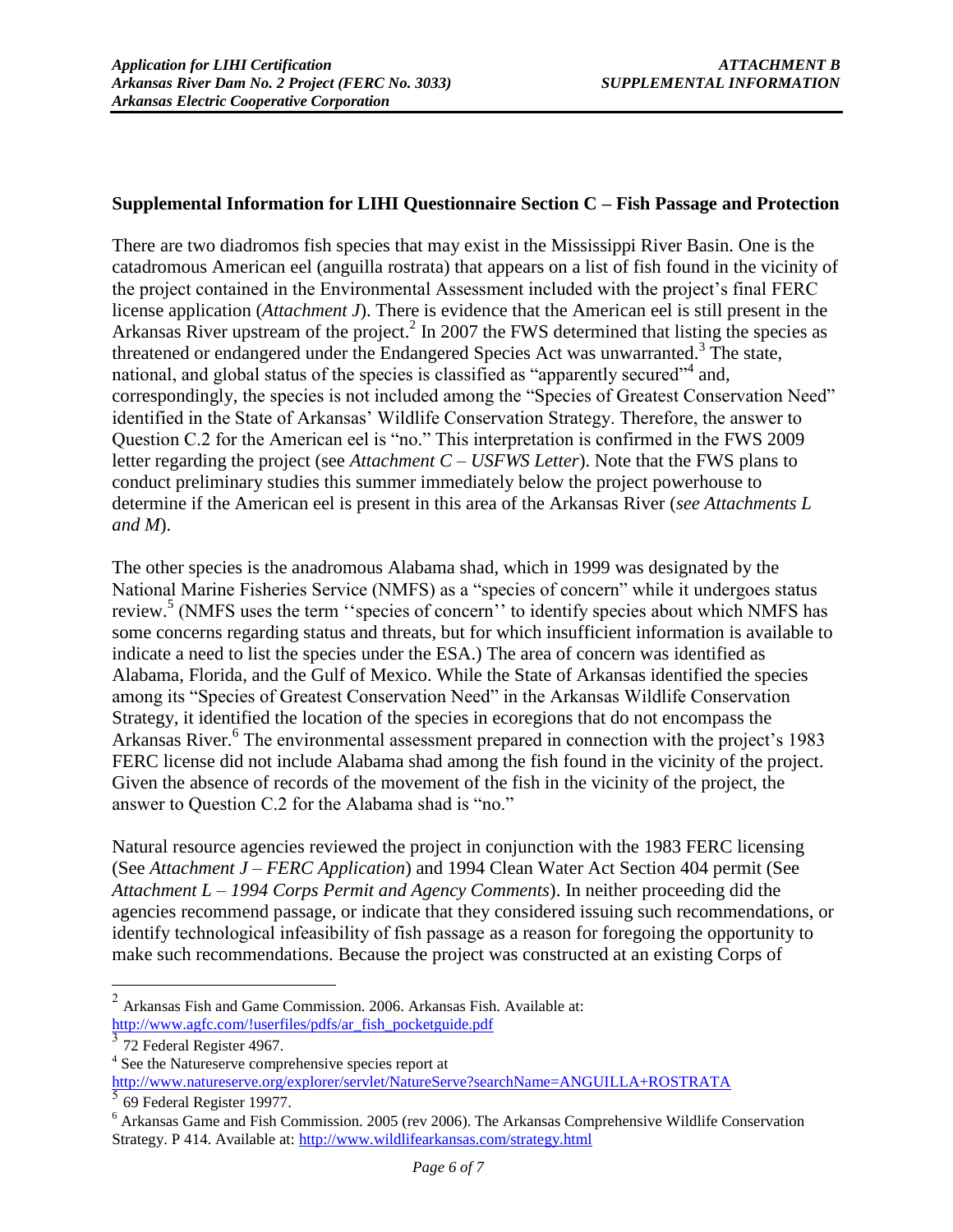**Supplemental Information for LIHI Questionnaire Section C – Fish Passage and Protection**

There are two diadromos fish species that may exist in the Mississippi River Basin. One is the catadromous American eel (anguilla rostrata) that appears on a list of fish found in the vicinity of the project contained in the Environmental Assessment included with the project's final FERC license application (*Attachment J*). There is evidence that the American eel is still present in the Arkansas River upstream of the project.[2] In 2007 the FWS determined that listing the species as threatened or endangered under the Endangered Species Act was unwarranted.[3] The state, national, and global status of the species is classified as "apparently secured"[4] and, correspondingly, the species is not included among the "Species of Greatest Conservation Need" identified in the State of Arkansas' Wildlife Conservation Strategy. Therefore, the answer to Question C.2 for the American eel is "no." This interpretation is confirmed in the FWS 2009 letter regarding the project (see *Attachment C – USFWS Letter*). Note that the FWS plans to conduct preliminary studies this summer immediately below the project powerhouse to determine if the American eel is present in this area of the Arkansas River (*see Attachments L and M*).

The other species is the anadromous Alabama shad, which in 1999 was designated by the National Marine Fisheries Service (NMFS) as a "species of concern" while it undergoes status review.[5] (NMFS uses the term ''species of concern'' to identify species about which NMFS has some concerns regarding status and threats, but for which insufficient information is available to indicate a need to list the species under the ESA.) The area of concern was identified as Alabama, Florida, and the Gulf of Mexico. While the State of Arkansas identified the species among its "Species of Greatest Conservation Need" in the Arkansas Wildlife Conservation Strategy, it identified the location of the species in ecoregions that do not encompass the Arkansas River.[6] The environmental assessment prepared in connection with the project's 1983 FERC license did not include Alabama shad among the fish found in the vicinity of the project. Given the absence of records of the movement of the fish in the vicinity of the project, the answer to Question C.2 for the Alabama shad is "no."

Natural resource agencies reviewed the project in conjunction with the 1983 FERC licensing (See *Attachment J – FERC Application*) and 1994 Clean Water Act Section 404 permit (See *Attachment L – 1994 Corps Permit and Agency Comments*). In neither proceeding did the agencies recommend passage, or indicate that they considered issuing such recommendations, or identify technological infeasibility of fish passage as a reason for foregoing the opportunity to make such recommendations. Because the project was constructed at an existing Corps of

---

[2] Arkansas Fish and Game Commission. 2006. Arkansas Fish. Available at: http://www.agfc.com/!userfiles/pdfs/ar_fish_pocketguide.pdf

[3] 72 Federal Register 4967.

[4] See the Natureserve comprehensive species report at http://www.natureserve.org/explorer/servlet/NatureServe?searchName=ANGUILLA+ROSTRATA

[5] 69 Federal Register 19977.

[6] Arkansas Game and Fish Commission. 2005 (rev 2006). The Arkansas Comprehensive Wildlife Conservation Strategy. P 414. Available at: http://www.wildlifearkansas.com/strategy.html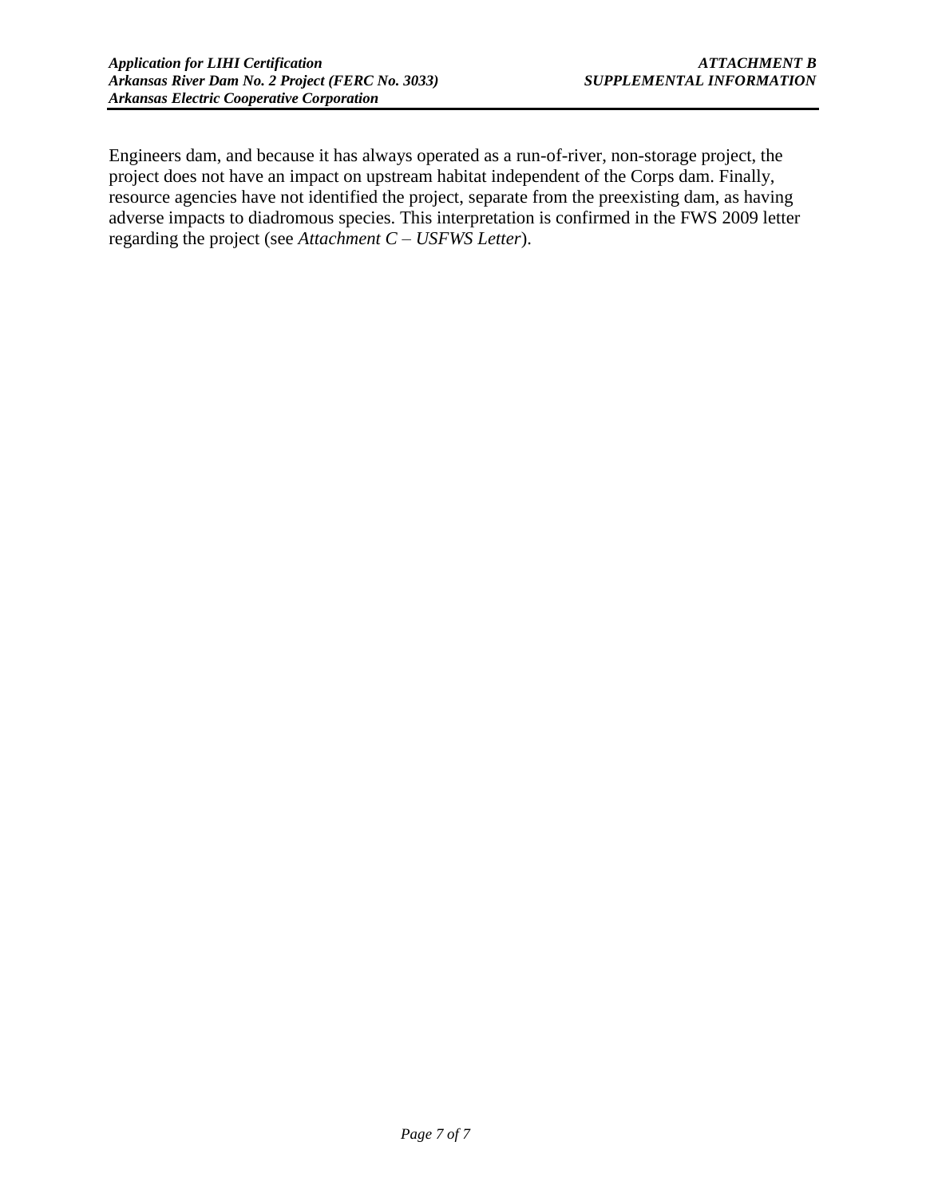Engineers dam, and because it has always operated as a run-of-river, non-storage project, the project does not have an impact on upstream habitat independent of the Corps dam. Finally, resource agencies have not identified the project, separate from the preexisting dam, as having adverse impacts to diadromous species. This interpretation is confirmed in the FWS 2009 letter regarding the project (see *Attachment C – USFWS Letter*).